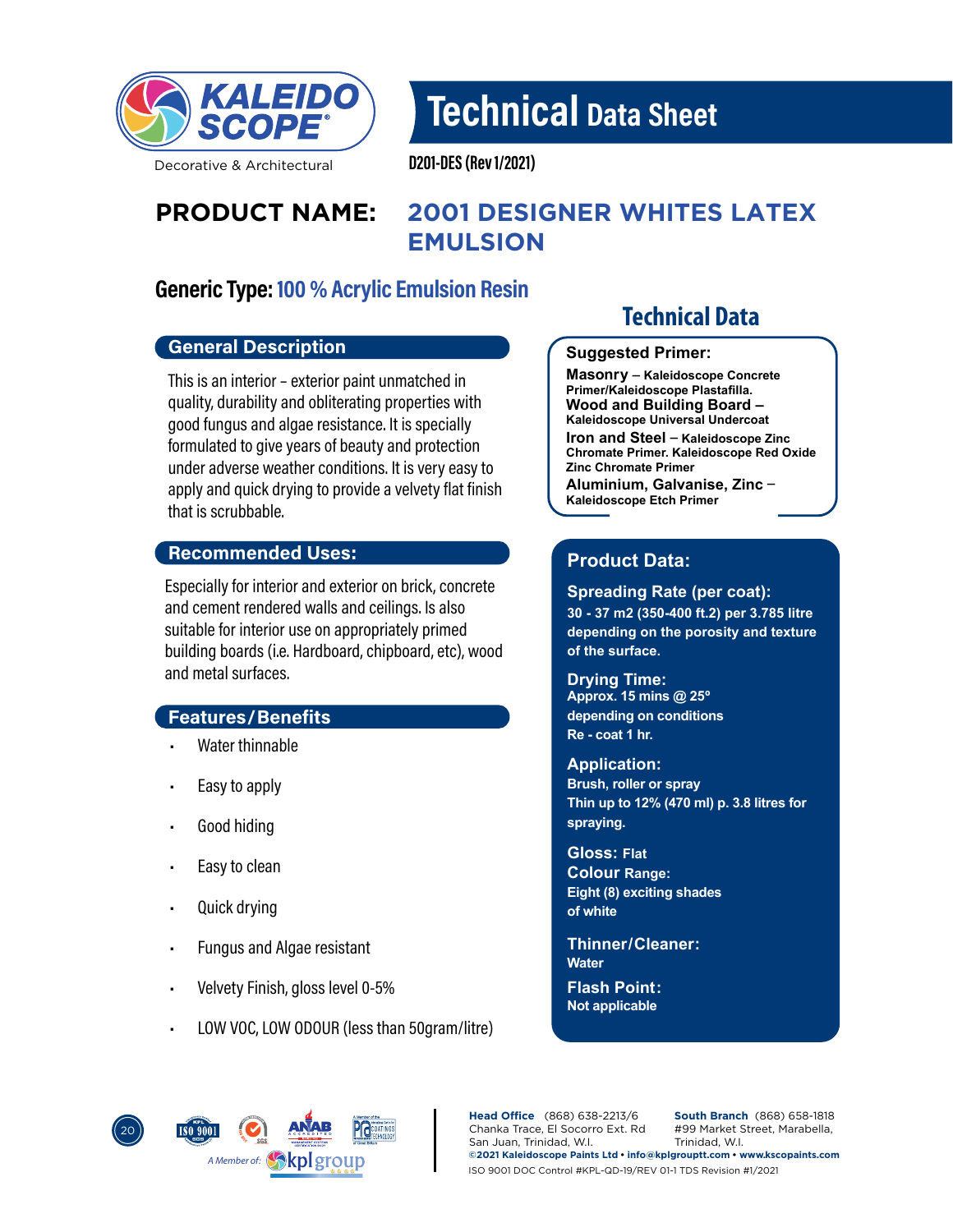# Technical Data Sheet

D201-DES (Rev 1/2021)

## PRODUCT NAME: 2001 DESIGNER WHITES LATEX EMULSION

### Generic Type: 100 % Acrylic Emulsion Resin

### General Description

This is an interior - exterior paint unmatched in quality, durability and obliterating properties with good fungus and algae resistance. It is specially formulated to give years of beauty and protection under adverse weather conditions. It is very easy to apply and quick drying to provide a velvety flat finish that is scrubbable.

### Recommended Uses:

Especially for interior and exterior on brick, concrete and cement rendered walls and ceilings. Is also suitable for interior use on appropriately primed building boards (i.e. Hardboard, chipboard, etc), wood and metal surfaces.

### Features/Benefits

- Water thinnable
- Easy to apply
- Good hiding
- Easy to clean
- Quick drying
- Fungus and Algae resistant
- Velvety Finish, gloss level 0-5%
- LOW VOC, LOW ODOUR (less than 50gram/litre)

## Technical Data

### Suggested Primer:

**Masonry** – Kaleidoscope Concrete Primer/Kaleidoscope Plastafilla.
**Wood and Building Board** – Kaleidoscope Universal Undercoat
**Iron and Steel** – Kaleidoscope Zinc Chromate Primer. Kaleidoscope Red Oxide Zinc Chromate Primer
**Aluminium, Galvanise, Zinc** – Kaleidoscope Etch Primer

### Product Data:

**Spreading Rate (per coat):**
30 - 37 m2 (350-400 ft.2) per 3.785 litre depending on the porosity and texture of the surface.

**Drying Time:**
Approx. 15 mins @ 25º depending on conditions
Re - coat 1 hr.

**Application:**
Brush, roller or spray
Thin up to 12% (470 ml) p. 3.8 litres for spraying.

**Gloss:** Flat

**Colour Range:**
Eight (8) exciting shades of white

**Thinner/Cleaner:**
Water

**Flash Point:**
Not applicable

A Member of: kplgroup

**Head Office** (868) 638-2213/6
Chanka Trace, El Socorro Ext. Rd
San Juan, Trinidad, W.I.

**South Branch** (868) 658-1818
#99 Market Street, Marabella,
Trinidad, W.I.

©2021 Kaleidoscope Paints Ltd • info@kplgrouptt.com • www.kscopaints.com

ISO 9001 DOC Control #KPL-QD-19/REV 01-1 TDS Revision #1/2021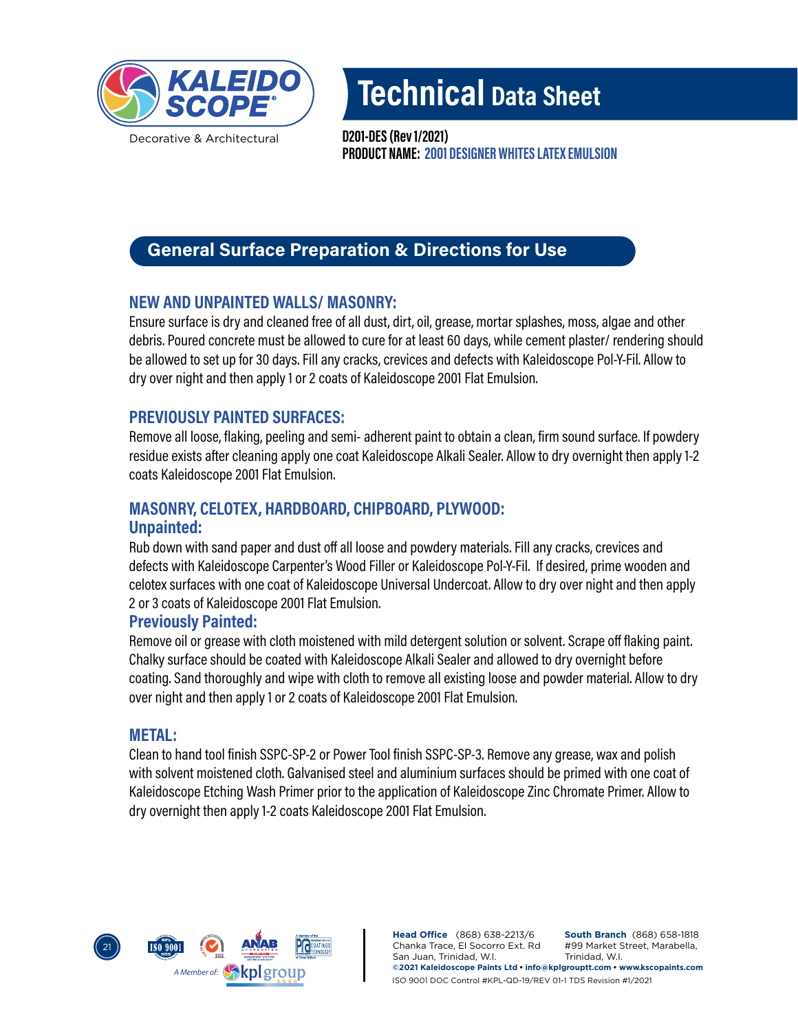# Technical Data Sheet

**D201-DES (Rev 1/2021)**
**PRODUCT NAME: 2001 DESIGNER WHITES LATEX EMULSION**

## General Surface Preparation & Directions for Use

### NEW AND UNPAINTED WALLS/ MASONRY:

Ensure surface is dry and cleaned free of all dust, dirt, oil, grease, mortar splashes, moss, algae and other debris. Poured concrete must be allowed to cure for at least 60 days, while cement plaster/ rendering should be allowed to set up for 30 days. Fill any cracks, crevices and defects with Kaleidoscope Pol-Y-Fil. Allow to dry over night and then apply 1 or 2 coats of Kaleidoscope 2001 Flat Emulsion.

### PREVIOUSLY PAINTED SURFACES:

Remove all loose, flaking, peeling and semi- adherent paint to obtain a clean, firm sound surface. If powdery residue exists after cleaning apply one coat Kaleidoscope Alkali Sealer. Allow to dry overnight then apply 1-2 coats Kaleidoscope 2001 Flat Emulsion.

### MASONRY, CELOTEX, HARDBOARD, CHIPBOARD, PLYWOOD:

#### Unpainted:

Rub down with sand paper and dust off all loose and powdery materials. Fill any cracks, crevices and defects with Kaleidoscope Carpenter's Wood Filler or Kaleidoscope Pol-Y-Fil. If desired, prime wooden and celotex surfaces with one coat of Kaleidoscope Universal Undercoat. Allow to dry over night and then apply 2 or 3 coats of Kaleidoscope 2001 Flat Emulsion.

#### Previously Painted:

Remove oil or grease with cloth moistened with mild detergent solution or solvent. Scrape off flaking paint. Chalky surface should be coated with Kaleidoscope Alkali Sealer and allowed to dry overnight before coating. Sand thoroughly and wipe with cloth to remove all existing loose and powder material. Allow to dry over night and then apply 1 or 2 coats of Kaleidoscope 2001 Flat Emulsion.

### METAL:

Clean to hand tool finish SSPC-SP-2 or Power Tool finish SSPC-SP-3. Remove any grease, wax and polish with solvent moistened cloth. Galvanised steel and aluminium surfaces should be primed with one coat of Kaleidoscope Etching Wash Primer prior to the application of Kaleidoscope Zinc Chromate Primer. Allow to dry overnight then apply 1-2 coats Kaleidoscope 2001 Flat Emulsion.

**Head Office** (868) 638-2213/6
Chanka Trace, El Socorro Ext. Rd
San Juan, Trinidad, W.I.

**South Branch** (868) 658-1818
#99 Market Street, Marabella,
Trinidad, W.I.

**©2021 Kaleidoscope Paints Ltd • info@kplgrouptt.com • www.kscopaints.com**
ISO 9001 DOC Control #KPL-QD-19/REV 01-1 TDS Revision #1/2021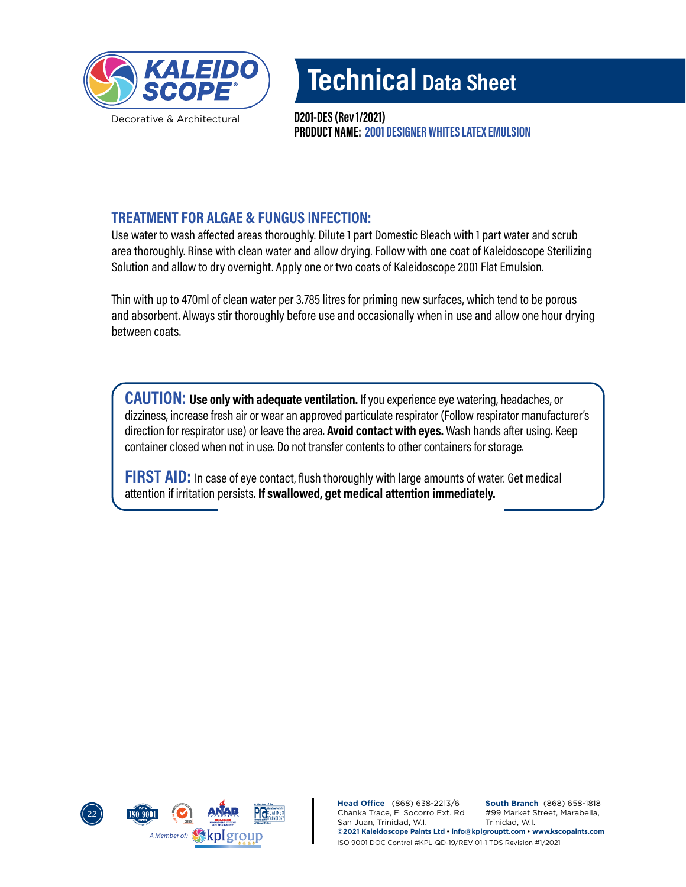# Technical Data Sheet

**D201-DES (Rev 1/2021)**
**PRODUCT NAME: 2001 DESIGNER WHITES LATEX EMULSION**

## TREATMENT FOR ALGAE & FUNGUS INFECTION:

Use water to wash affected areas thoroughly. Dilute 1 part Domestic Bleach with 1 part water and scrub area thoroughly. Rinse with clean water and allow drying. Follow with one coat of Kaleidoscope Sterilizing Solution and allow to dry overnight. Apply one or two coats of Kaleidoscope 2001 Flat Emulsion.

Thin with up to 470ml of clean water per 3.785 litres for priming new surfaces, which tend to be porous and absorbent. Always stir thoroughly before use and occasionally when in use and allow one hour drying between coats.

**CAUTION:** **Use only with adequate ventilation.** If you experience eye watering, headaches, or dizziness, increase fresh air or wear an approved particulate respirator (Follow respirator manufacturer's direction for respirator use) or leave the area. **Avoid contact with eyes.** Wash hands after using. Keep container closed when not in use. Do not transfer contents to other containers for storage.

**FIRST AID:** In case of eye contact, flush thoroughly with large amounts of water. Get medical attention if irritation persists. **If swallowed, get medical attention immediately.**

**Head Office** (868) 638-2213/6
Chanka Trace, El Socorro Ext. Rd
San Juan, Trinidad, W.I.

**South Branch** (868) 658-1818
#99 Market Street, Marabella,
Trinidad, W.I.

**©2021 Kaleidoscope Paints Ltd • info@kplgrouptt.com • www.kscopaints.com**
ISO 9001 DOC Control #KPL-QD-19/REV 01-1 TDS Revision #1/2021